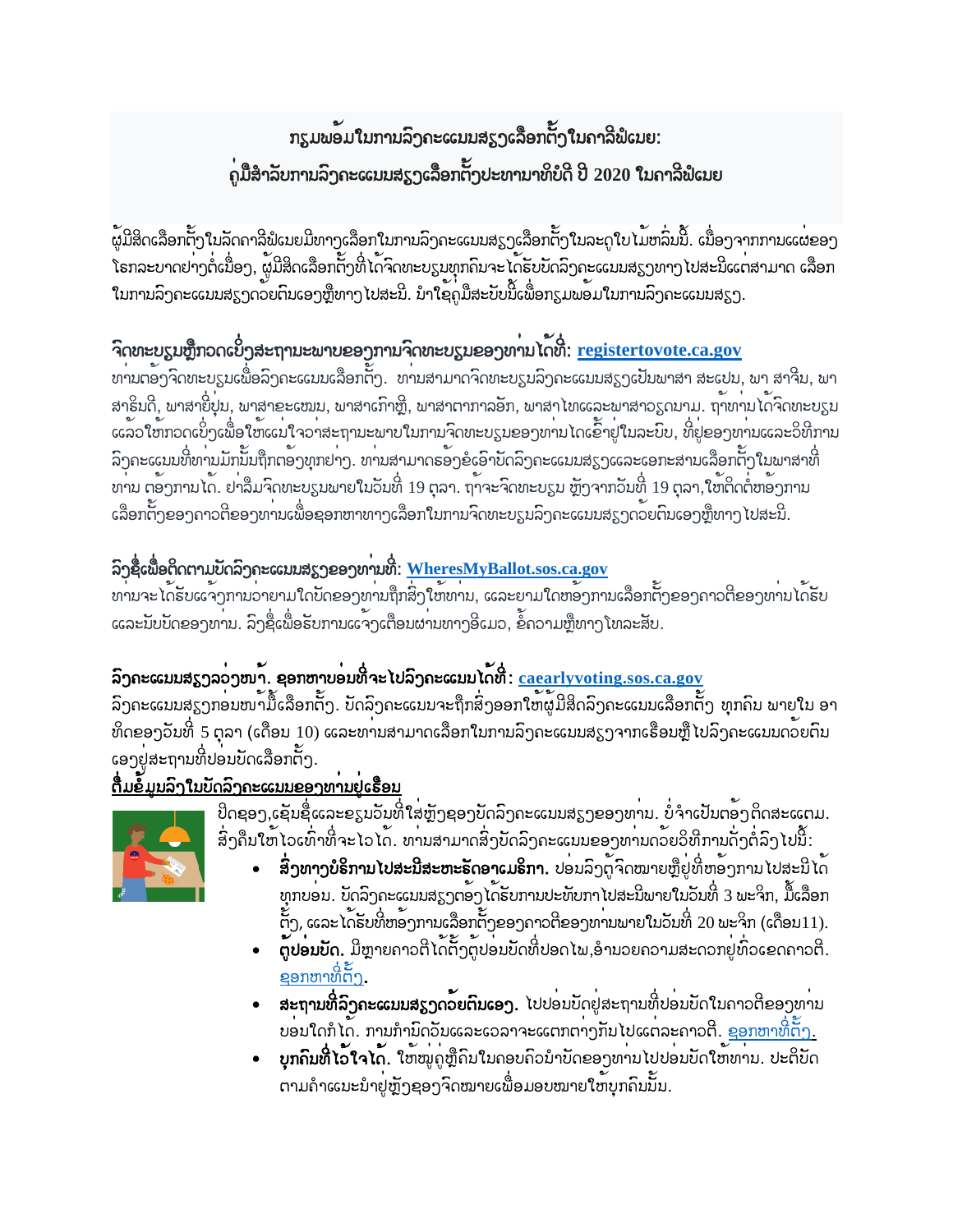## ກຽມພ້ອມໃນການລົງຄະແນນສຽງເລືອກຕັ້ງໃນຄາລີຟໍເນຍ:

## ຄູ່ມືສໍາລັບການລົງຄະແນນສຽງເລືອກຕັ້ງປະທານາທິບໍດີ ປີ 2020 ໃນຄາລີຟໍເນຍ

ຜູ້ມີສິດເລືອກຕັ້ງໃນລັດຄາລີຟໍເນຍມີທາງເລືອກໃນການລົງຄະແນນສຽງເລືອກຕັ້ງໃນລະດູໃບໄມ້ຫລົ່ນນີ້. ເນື່ອງຈາກການແຜ່ຂອງໂຣກລະບາດຢ່າງຕໍ່ເນື່ອງ, ຜູ້ມີສິດເລືອກຕັ້ງທີ່ໄດ້ຈົດທະບຽນທຸກຄົນຈະໄດ້ຮັບບັດລົງຄະແນນສຽງທາງໄປສະນີແຕ່ສາມາດ ເລືອກໃນການລົງຄະແນນສຽງດ້ວຍຕົນເອງຫຼືທາງໄປສະນີ. ນໍາໃຊ້ຄູ່ມືສະບັບນີ້ເພື່ອກຽມພ້ອມໃນການລົງຄະແນນສຽງ.

**ຈົດທະບຽນຫຼືກວດເບິ່ງສະຖານະພາບຂອງການຈົດທະບຽນຂອງທ່ານໄດ້ທີ່: [registertovote.ca.gov](registertovote.ca.gov)**
ທ່ານຕ້ອງຈົດທະບຽນເພື່ອລົງຄະແນນເລືອກຕັ້ງ. ທ່ານສາມາດຈົດທະບຽນລົງຄະແນນສຽງເປັນພາສາ ສະເປນ, ພາ ສາຈີນ, ພາສາຮິນດີ, ພາສາຍີ່ປຸ່ນ, ພາສາຂະເໝນ, ພາສາເກົາຫຼີ, ພາສາຕາກາລອັກ, ພາສາໄທແລະພາສາວຽດນາມ. ຖ້າທ່ານໄດ້ຈົດທະບຽນແລ້ວໃຫ້ກວດເບິ່ງເພື່ອໃຫ້ແນ່ໃຈວ່າສະຖານະພາບໃນການຈົດທະບຽນຂອງທ່ານໄດເຂົ້າຢູ່ໃນລະບົບ, ທີ່ຢູ່ຂອງທ່ານແລະວິທີການລົງຄະແນນທີ່ທ່ານມັກນັ້ນຖືກຕ້ອງທຸກຢ່າງ. ທ່ານສາມາດຮ້ອງຂໍເອົາບັດລົງຄະແນນສຽງແລະເອກະສານເລືອກຕັ້ງໃນພາສາທີ່ທ່ານ ຕ້ອງການໄດ້. ຢ່າລືມຈົດທະບຽນພາຍໃນວັນທີ່ 19 ຕຸລາ. ຖ້າຈະຈົດທະບຽນ ຫຼັງຈາກວັນທີ່ 19 ຕຸລາ,ໃຫ້ຕິດຕໍ່ຫ້ອງການເລືອກຕັ້ງຂອງຄາວຕີຂອງທ່ານເພື່ອຊອກຫາທາງເລືອກໃນການຈົດທະບຽນລົງຄະແນນສຽງດ້ວຍຕົນເອງຫຼືທາງໄປສະນີ.

**ລົງຊື່ເພື່ອຕິດຕາມບັດລົງຄະແນນສຽງຂອງທ່ານທີ່: [WheresMyBallot.sos.ca.gov](WheresMyBallot.sos.ca.gov)**
ທ່ານຈະໄດ້ຮັບແຈ້ງການວ່າຍາມໃດບັດຂອງທ່ານຖືກສົ່ງໃຫ້ທ່ານ, ແລະຍາມໃດຫ້ອງການເລືອກຕັ້ງຂອງຄາວຕີຂອງທ່ານໄດ້ຮັບແລະນັບບັດຂອງທ່ານ. ລົງຊື່ເພື່ອຮັບການແຈ້ງເຕືອນຜ່ານທາງອີເມວ, ຂໍ້ຄວາມຫຼືທາງໂທລະສັບ.

**ລົງຄະແນນສຽງລ່ວງໜ້າ. ຊອກຫາບ່ອນທີ່ຈະໄປລົງຄະແນນໄດ້ທີ່: [caearlyvoting.sos.ca.gov](caearlyvoting.sos.ca.gov)**
ລົງຄະແນນສຽງກ່ອນໜ້າມື້ເລືອກຕັ້ງ. ບັດລົງຄະແນນຈະຖືກສົ່ງອອກໃຫ້ຜູ້ມີສິດລົງຄະແນນເລືອກຕັ້ງ ທຸກຄົນ ພາຍໃນ ອາທິດຂອງວັນທີ່ 5 ຕຸລາ (ເດືອນ 10) ແລະທ່ານສາມາດເລືອກໃນການລົງຄະແນນສຽງຈາກເຮືອນຫຼືໄປລົງຄະແນນດ້ວຍຕົນເອງຢູ່ສະຖານທີ່ປ່ອນບັດເລືອກຕັ້ງ.

**<u>ຕື່ມຂໍ້ມູນລົງໃນບັດລົງຄະແນນຂອງທ່ານຢູ່ເຮືອນ</u>**

ປິດຊອງ,ເຊັນຊື່ແລະຂຽນວັນທີ່ໃສ່ຫຼັງຊອງບັດລົງຄະແນນສຽງຂອງທ່ານ. ບໍ່ຈໍາເປັນຕ້ອງຕິດສະແຕມ. ສົ່ງຄືນໃຫ້ໄວເທົ່າທີ່ຈະໄວໄດ້. ທ່ານສາມາດສົ່ງບັດລົງຄະແນນຂອງທ່ານດ້ວຍວິທີການດັ່ງຕໍ່ລົງໄປນີ້:

- **ສົ່ງທາງບໍລິການໄປສະນີສະຫະຣັດອາເມຣິກາ.** ປ່ອນລົງຕູ້ຈົດໝາຍຫຼືຢູ່ທີ່ຫ້ອງການໄປສະນີໄດ້ທຸກບ່ອນ. ບັດລົງຄະແນນສຽງຕ້ອງໄດ້ຮັບການປະທັບກາໄປສະນີພາຍໃນວັນທີ່ 3 ພະຈິກ, ມື້ເລືອກຕັ້ງ, ແລະໄດ້ຮັບທີ່ຫ້ອງການເລືອກຕັ້ງຂອງຄາວຕີຂອງທ່ານພາຍໃນວັນທີ່ 20 ພະຈິກ (ເດືອນ11).
- **ຕູ້ປ່ອນບັດ.** ມີຫຼາຍຄາວຕີໄດ້ຕັ້ງຕູ້ປ່ອນບັດທີ່ປອດໄພ,ອໍານວຍຄວາມສະດວກຢູ່ທົ່ວເຂດຄາວຕີ. [ຊອກຫາທີ່ຕັ້ງ](ຊອກຫາທີ່ຕັ້ງ).
- **ສະຖານທີ່ລົງຄະແນນສຽງດ້ວຍຕົນເອງ.** ໄປປ່ອນບັດຢູ່ສະຖານທີ່ປ່ອນບັດໃນຄາວຕີຂອງທ່ານບ່ອນໃດກໍໄດ້. ການກໍານົດວັນແລະເວລາຈະແຕກຕ່າງກັນໄປແຕ່ລະຄາວຕີ. [ຊອກຫາທີ່ຕັ້ງ](ຊອກຫາທີ່ຕັ້ງ).
- **ບຸກຄົນທີ່ໄວ້ໃຈໄດ້.** ໃຫ້ໝູ່ຄູ່ຫຼືຄົນໃນຄອບຄົວນໍາບັດຂອງທ່ານໄປປ່ອນບັດໃຫ້ທ່ານ. ປະຕິບັດຕາມຄໍາແນະນໍາຢູ່ຫຼັງຊອງຈົດໝາຍເພື່ອມອບໝາຍໃຫ້ບຸກຄົນນັ້ນ.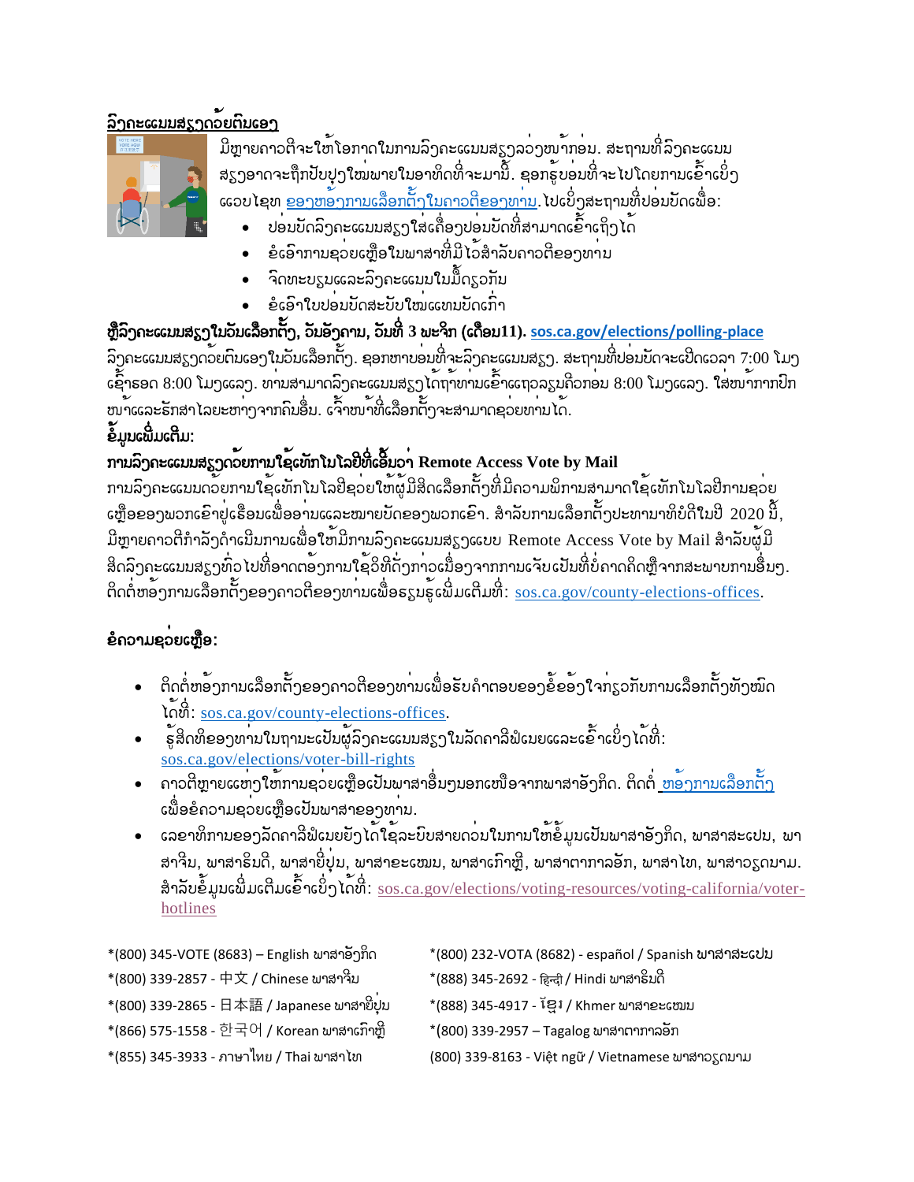## ລົງຄະແນນສຽງດ້ວຍຕົນເອງ

ມີຫຼາຍຄາວຕີຈະໃຫ້ໂອກາດໃນການລົງຄະແນນສຽງລ່ວງໜ້າກ່ອນ. ສະຖານທີ່ລົງຄະແນນສຽງອາດຈະຖືກປັບປຸງໃໝ່ພາຍໃນອາທິດທີ່ຈະມານີ້. ຊອກຮູ້ບ່ອນທີ່ຈະໄປໂດຍການເຂົ້າເບິ່ງແວບໄຊທ ຂອງຫ້ອງການເລືອກຕັ້ງໃນຄາວຕີຂອງທ່ານ. ໄປເບິ່ງສະຖານທີ່ປ່ອນບັດເພື່ອ:

- ປ່ອນບັດລົງຄະແນນສຽງໃສ່ເຄື່ອງປ່ອນບັດທີ່ສາມາດເຂົ້າເຖິງໄດ້
- ຂໍເອົາການຊ່ວຍເຫຼືອໃນພາສາທີ່ມີໄວ້ສໍາລັບຄາວຕີຂອງທ່ານ
- ຈົດທະບຽນແລະລົງຄະແນນໃນມື້ດຽວກັນ
- ຂໍເອົາໃບປ່ອນບັດສະບັບໃໝ່ແທນບັດເກົ່າ

**ຫຼືລົງຄະແນນສຽງໃນວັນເລືອກຕັ້ງ, ວັນອັງຄານ, ວັນທີ 3 ພະຈິກ (ເດືອນ11). sos.ca.gov/elections/polling-place**

ລົງຄະແນນສຽງດ້ວຍຕົນເອງໃນວັນເລືອກຕັ້ງ. ຊອກຫາບ່ອນທີ່ຈະລົງຄະແນນສຽງ. ສະຖານທີ່ປ່ອນບັດຈະເປີດເວລາ 7:00 ໂມງເຊົ້າຮອດ 8:00 ໂມງແລງ. ທ່ານສາມາດລົງຄະແນນສຽງໄດ້ຖ້າທ່ານເຂົ້າແຖວລຽນຄິວກ່ອນ 8:00 ໂມງແລງ. ໃສ່ໜ້າກາກປົກໜ້າແລະຮັກສາໄລຍະຫ່າງຈາກຄົນອື່ນ. ເຈົ້າໜ້າທີ່ເລືອກຕັ້ງຈະສາມາດຊ່ວຍທ່ານໄດ້.

### ຂໍ້ມູນເພີ່ມເຕີມ:

**ການລົງຄະແນນສຽງດ້ວຍການໃຊ້ເທັກໂນໂລຢີທີ່ເອີ້ນວ່າ Remote Access Vote by Mail**

ການລົງຄະແນນດ້ວຍການໃຊ້ເທັກໂນໂລຢີຊ່ວຍໃຫ້ຜູ້ມີສິດເລືອກຕັ້ງທີ່ມີຄວາມພິການສາມາດໃຊ້ເທັກໂນໂລຢີການຊ່ວຍເຫຼືອຂອງພວກເຂົາຢູ່ເຮືອນເພື່ອອ່ານແລະໝາຍບັດຂອງພວກເຂົາ. ສໍາລັບການເລືອກຕັ້ງປະທານາທິບໍດີໃນປີ 2020 ນີ້, ມີຫຼາຍຄາວຕີກໍາລັງດໍາເນີນການເພື່ອໃຫ້ມີການລົງຄະແນນສຽງແບບ Remote Access Vote by Mail ສໍາລັບຜູ້ມີສິດລົງຄະແນນສຽງທົ່ວໄປທີ່ອາດຕ້ອງການໃຊ້ວິທີດັ່ງກ່າວເນື່ອງຈາກການເຈັບເປັນທີ່ບໍ່ຄາດຄິດຫຼືຈາກສະພາບການອື່ນໆ. ຕິດຕໍ່ຫ້ອງການເລືອກຕັ້ງຂອງຄາວຕີຂອງທ່ານເພື່ອຮຽນຮູ້ເພີ່ມເຕີມທີ່: sos.ca.gov/county-elections-offices.

### ຂໍຄວາມຊ່ວຍເຫຼືອ:

- ຕິດຕໍ່ຫ້ອງການເລືອກຕັ້ງຂອງຄາວຕີຂອງທ່ານເພື່ອຮັບຄໍາຕອບຂອງຂໍ້ຂ້ອງໃຈກ່ຽວກັບການເລືອກຕັ້ງທັງໝົດໄດ້ທີ່: sos.ca.gov/county-elections-offices.
- ຮູ້ສິດທິຂອງທ່ານໃນຖານະເປັນຜູ້ລົງຄະແນນສຽງໃນລັດຄາລີຟໍເນຍແລະເຂົ້າເບິ່ງໄດ້ທີ່: sos.ca.gov/elections/voter-bill-rights
- ຄາວຕີຫຼາຍແຫ່ງໃຫ້ການຊ່ວຍເຫຼືອເປັນພາສາອື່ນໆນອກເໜືອຈາກພາສາອັງກິດ. ຕິດຕໍ່ ຫ້ອງການເລືອກຕັ້ງ ເພື່ອຂໍຄວາມຊ່ວຍເຫຼືອເປັນພາສາຂອງທ່ານ.
- ເລຂາທິການຂອງລັດຄາລີຟໍເນຍຍັງໄດ້ໃຊ້ລະບົບສາຍດ່ວນໃນການໃຫ້ຂໍ້ມູນເປັນພາສາອັງກິດ, ພາສາສະເປນ, ພາສາຈີນ, ພາສາຮິນດີ, ພາສາຍີ່ປຸ່ນ, ພາສາຂະເໝນ, ພາສາເກົາຫຼີ, ພາສາຕາກາລອັກ, ພາສາໄທ, ພາສາວຽດນາມ. ສໍາລັບຂໍ້ມູນເພີ່ມເຕີມເຂົ້າເບິ່ງໄດ້ທີ່: sos.ca.gov/elections/voting-resources/voting-california/voter-hotlines

*(800) 345-VOTE (8683) – English ພາສາອັງກິດ

*(800) 232-VOTA (8682) - español / Spanish ພາສາສະເປນ

*(800) 339-2857 - 中文 / Chinese ພາສາຈີນ

*(888) 345-2692 - हिन्दी / Hindi ພາສາຮິນດີ

*(800) 339-2865 - 日本語 / Japanese ພາສາຍີ່ປຸ່ນ

*(888) 345-4917 - ខ្មែរ / Khmer ພາສາຂະເໝນ

*(866) 575-1558 - 한국어 / Korean ພາສາເກົາຫຼີ

*(800) 339-2957 – Tagalog ພາສາຕາກາລອັກ

*(855) 345-3933 - ภาษาไทย / Thai ພາສາໄທ

(800) 339-8163 - Việt ngữ / Vietnamese ພາສາວຽດນາມ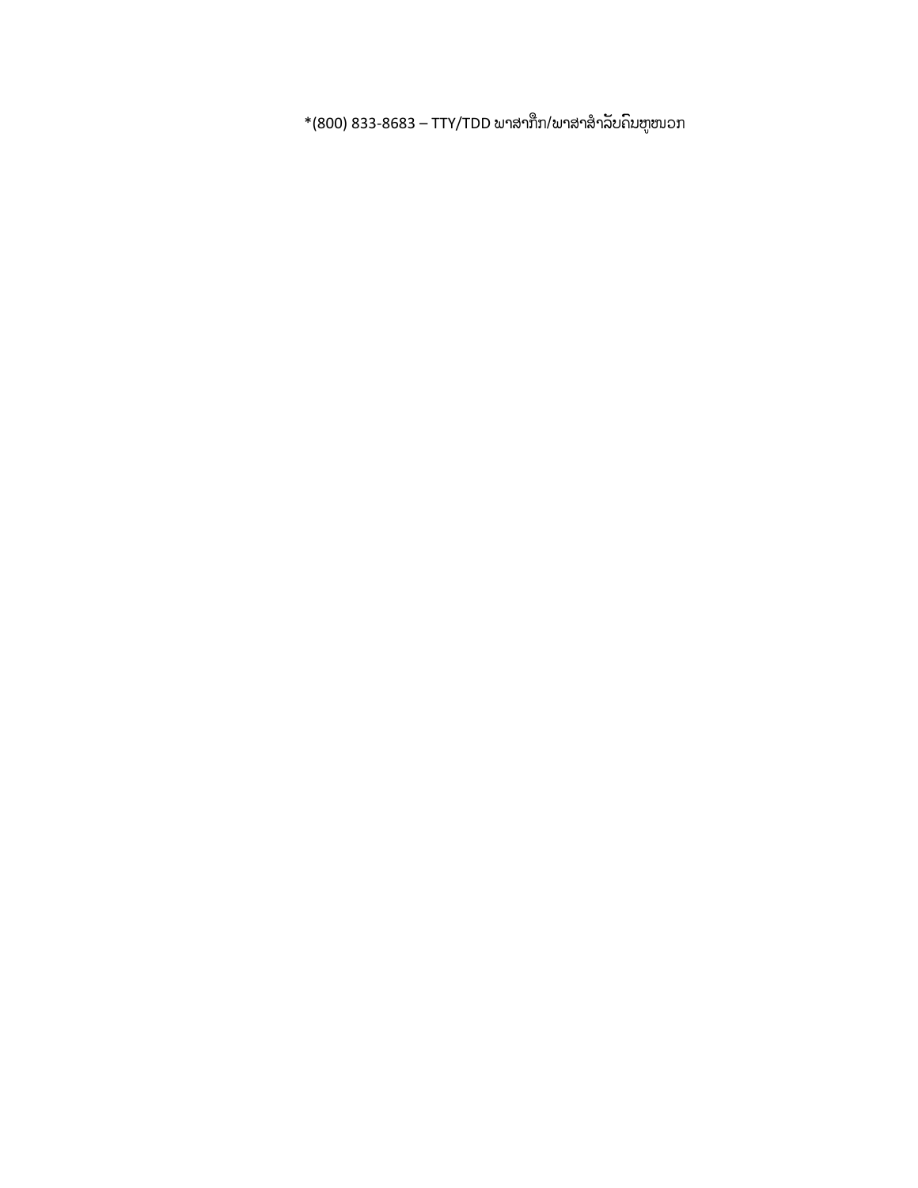*(800) 833-8683 – TTY/TDD ພາສາກືກ/ພາສາສຳລັບຄົນຫູໜວກ